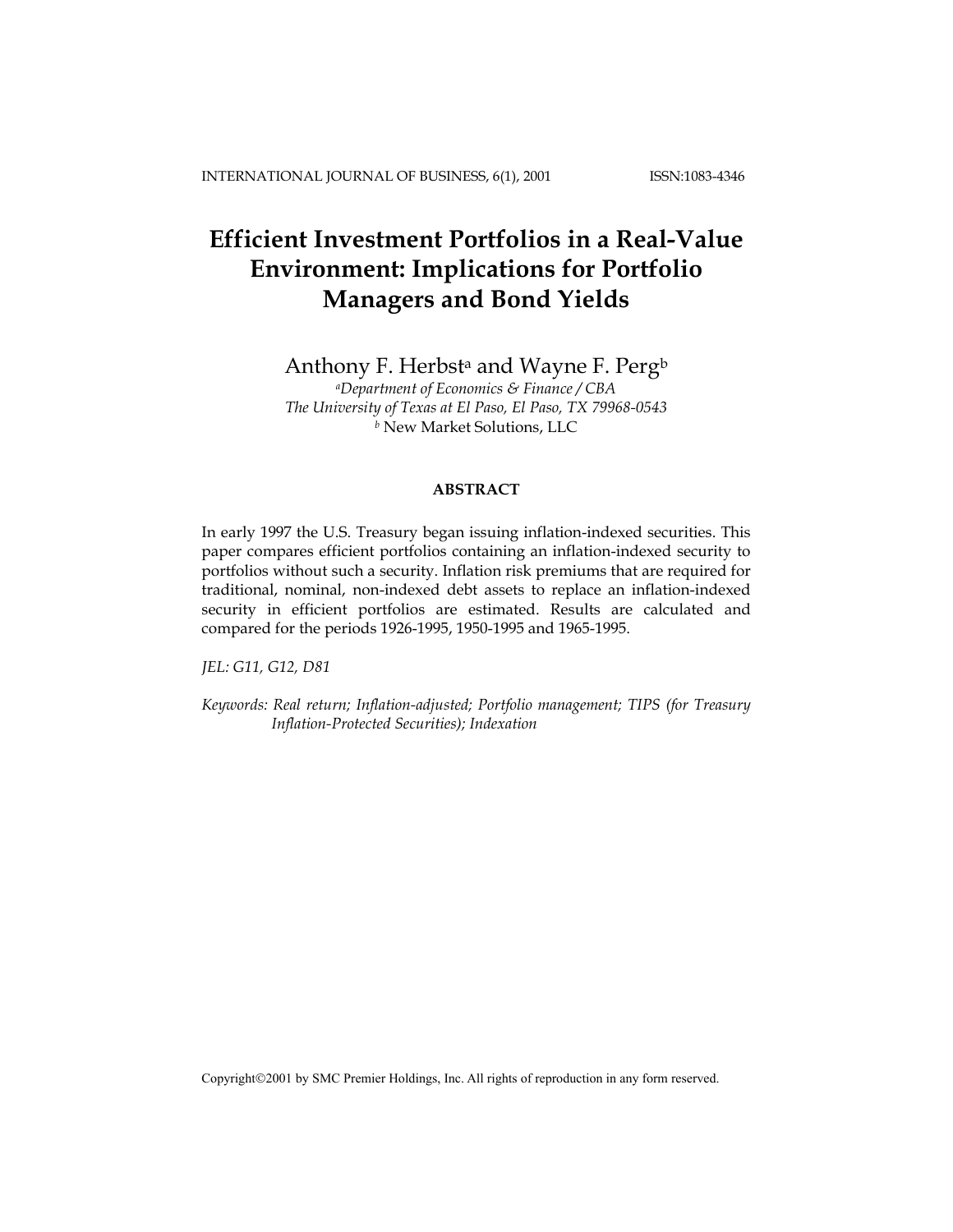# Efficient Investment Portfolios in a Real-Value Environment: Implications for Portfolio Managers and Bond Yields

Anthony F. Herbst[a] and Wayne F. Perg[b]

[a]*Department of Economics & Finance / CBA*
*The University of Texas at El Paso, El Paso, TX 79968-0543*
[b] New Market Solutions, LLC

**ABSTRACT**

In early 1997 the U.S. Treasury began issuing inflation-indexed securities. This paper compares efficient portfolios containing an inflation-indexed security to portfolios without such a security. Inflation risk premiums that are required for traditional, nominal, non-indexed debt assets to replace an inflation-indexed security in efficient portfolios are estimated. Results are calculated and compared for the periods 1926-1995, 1950-1995 and 1965-1995.

*JEL: G11, G12, D81*

*Keywords: Real return; Inflation-adjusted; Portfolio management; TIPS (for Treasury Inflation-Protected Securities); Indexation*

Copyright©2001 by SMC Premier Holdings, Inc. All rights of reproduction in any form reserved.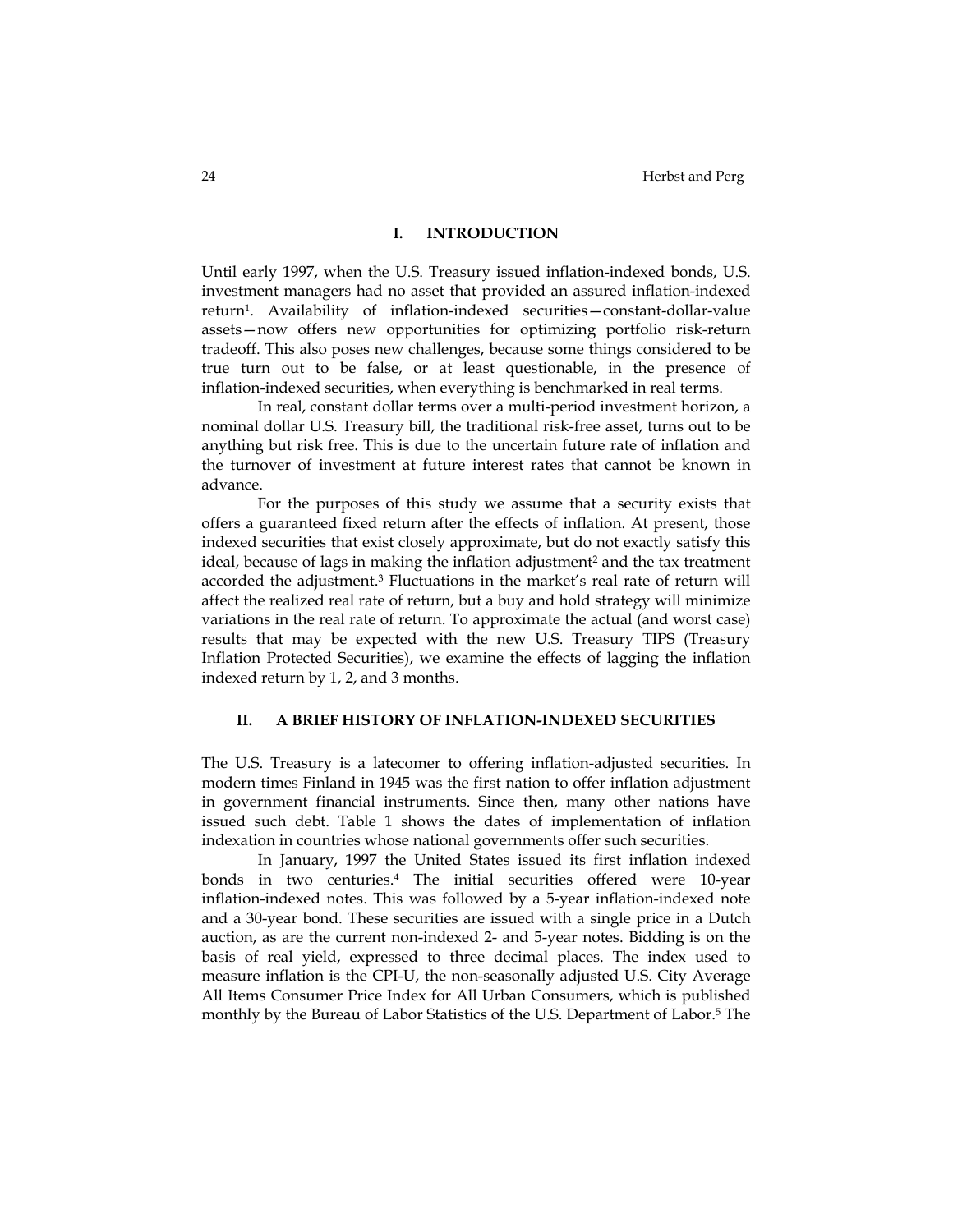## I. INTRODUCTION

Until early 1997, when the U.S. Treasury issued inflation-indexed bonds, U.S. investment managers had no asset that provided an assured inflation-indexed return[1]. Availability of inflation-indexed securities—constant-dollar-value assets—now offers new opportunities for optimizing portfolio risk-return tradeoff. This also poses new challenges, because some things considered to be true turn out to be false, or at least questionable, in the presence of inflation-indexed securities, when everything is benchmarked in real terms.

In real, constant dollar terms over a multi-period investment horizon, a nominal dollar U.S. Treasury bill, the traditional risk-free asset, turns out to be anything but risk free. This is due to the uncertain future rate of inflation and the turnover of investment at future interest rates that cannot be known in advance.

For the purposes of this study we assume that a security exists that offers a guaranteed fixed return after the effects of inflation. At present, those indexed securities that exist closely approximate, but do not exactly satisfy this ideal, because of lags in making the inflation adjustment[2] and the tax treatment accorded the adjustment.[3] Fluctuations in the market's real rate of return will affect the realized real rate of return, but a buy and hold strategy will minimize variations in the real rate of return. To approximate the actual (and worst case) results that may be expected with the new U.S. Treasury TIPS (Treasury Inflation Protected Securities), we examine the effects of lagging the inflation indexed return by 1, 2, and 3 months.

## II. A BRIEF HISTORY OF INFLATION-INDEXED SECURITIES

The U.S. Treasury is a latecomer to offering inflation-adjusted securities. In modern times Finland in 1945 was the first nation to offer inflation adjustment in government financial instruments. Since then, many other nations have issued such debt. Table 1 shows the dates of implementation of inflation indexation in countries whose national governments offer such securities.

In January, 1997 the United States issued its first inflation indexed bonds in two centuries.[4] The initial securities offered were 10-year inflation-indexed notes. This was followed by a 5-year inflation-indexed note and a 30-year bond. These securities are issued with a single price in a Dutch auction, as are the current non-indexed 2- and 5-year notes. Bidding is on the basis of real yield, expressed to three decimal places. The index used to measure inflation is the CPI-U, the non-seasonally adjusted U.S. City Average All Items Consumer Price Index for All Urban Consumers, which is published monthly by the Bureau of Labor Statistics of the U.S. Department of Labor.[5] The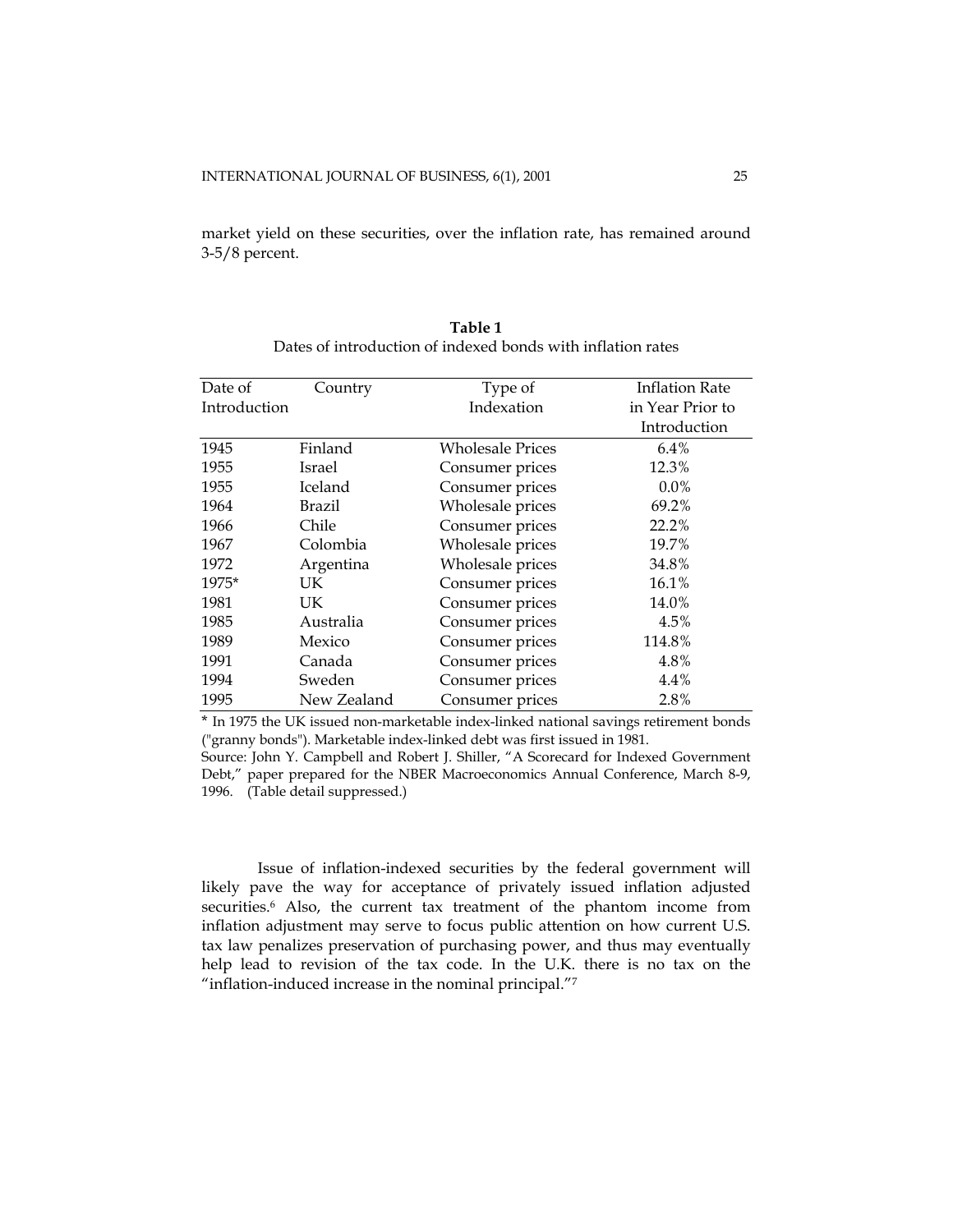market yield on these securities, over the inflation rate, has remained around 3-5/8 percent.

**Table 1**
Dates of introduction of indexed bonds with inflation rates

| Date of Introduction | Country | Type of Indexation | Inflation Rate in Year Prior to Introduction |
|---|---|---|---|
| 1945 | Finland | Wholesale Prices | 6.4% |
| 1955 | Israel | Consumer prices | 12.3% |
| 1955 | Iceland | Consumer prices | 0.0% |
| 1964 | Brazil | Wholesale prices | 69.2% |
| 1966 | Chile | Consumer prices | 22.2% |
| 1967 | Colombia | Wholesale prices | 19.7% |
| 1972 | Argentina | Wholesale prices | 34.8% |
| 1975* | UK | Consumer prices | 16.1% |
| 1981 | UK | Consumer prices | 14.0% |
| 1985 | Australia | Consumer prices | 4.5% |
| 1989 | Mexico | Consumer prices | 114.8% |
| 1991 | Canada | Consumer prices | 4.8% |
| 1994 | Sweden | Consumer prices | 4.4% |
| 1995 | New Zealand | Consumer prices | 2.8% |

* In 1975 the UK issued non-marketable index-linked national savings retirement bonds ("granny bonds"). Marketable index-linked debt was first issued in 1981.
Source: John Y. Campbell and Robert J. Shiller, "A Scorecard for Indexed Government Debt," paper prepared for the NBER Macroeconomics Annual Conference, March 8-9, 1996. (Table detail suppressed.)

Issue of inflation-indexed securities by the federal government will likely pave the way for acceptance of privately issued inflation adjusted securities.[6] Also, the current tax treatment of the phantom income from inflation adjustment may serve to focus public attention on how current U.S. tax law penalizes preservation of purchasing power, and thus may eventually help lead to revision of the tax code. In the U.K. there is no tax on the "inflation-induced increase in the nominal principal."[7]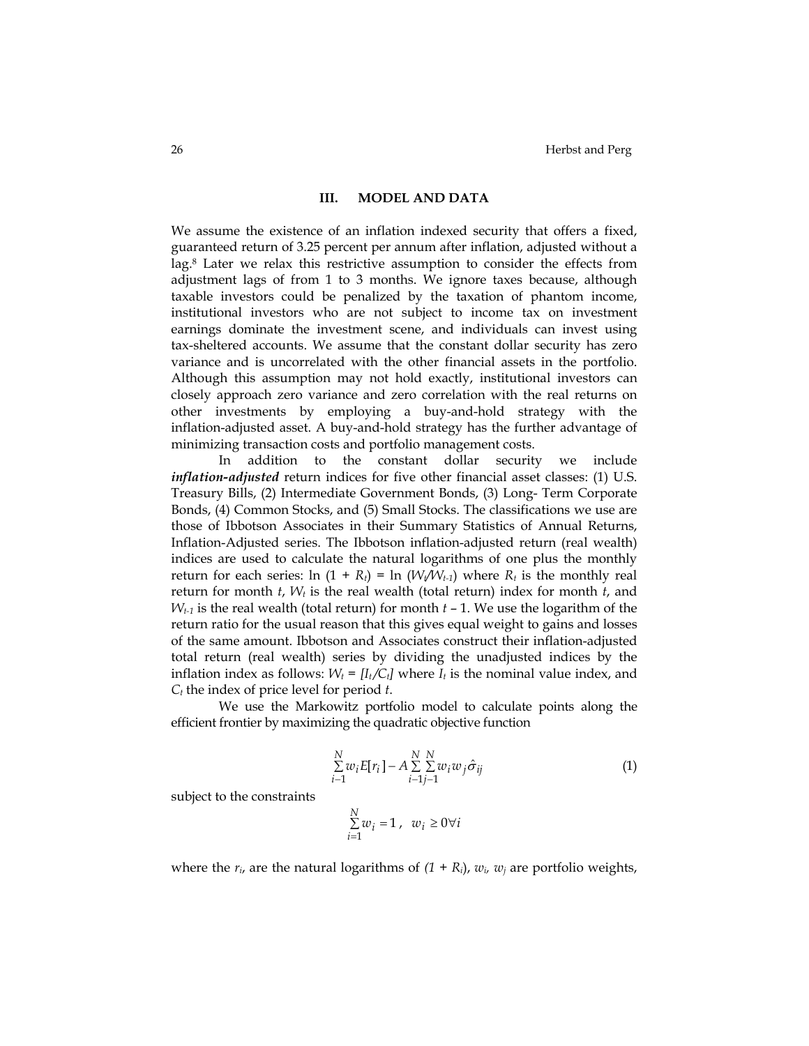## III. MODEL AND DATA

We assume the existence of an inflation indexed security that offers a fixed, guaranteed return of 3.25 percent per annum after inflation, adjusted without a lag.[8] Later we relax this restrictive assumption to consider the effects from adjustment lags of from 1 to 3 months. We ignore taxes because, although taxable investors could be penalized by the taxation of phantom income, institutional investors who are not subject to income tax on investment earnings dominate the investment scene, and individuals can invest using tax-sheltered accounts. We assume that the constant dollar security has zero variance and is uncorrelated with the other financial assets in the portfolio. Although this assumption may not hold exactly, institutional investors can closely approach zero variance and zero correlation with the real returns on other investments by employing a buy-and-hold strategy with the inflation-adjusted asset. A buy-and-hold strategy has the further advantage of minimizing transaction costs and portfolio management costs.

In addition to the constant dollar security we include ***inflation-adjusted*** return indices for five other financial asset classes: (1) U.S. Treasury Bills, (2) Intermediate Government Bonds, (3) Long- Term Corporate Bonds, (4) Common Stocks, and (5) Small Stocks. The classifications we use are those of Ibbotson Associates in their Summary Statistics of Annual Returns, Inflation-Adjusted series. The Ibbotson inflation-adjusted return (real wealth) indices are used to calculate the natural logarithms of one plus the monthly return for each series: $\ln(1 + R_t) = \ln(W_t/W_{t-1})$ where $R_t$ is the monthly real return for month $t$, $W_t$ is the real wealth (total return) index for month $t$, and $W_{t-1}$ is the real wealth (total return) for month $t - 1$. We use the logarithm of the return ratio for the usual reason that this gives equal weight to gains and losses of the same amount. Ibbotson and Associates construct their inflation-adjusted total return (real wealth) series by dividing the unadjusted indices by the inflation index as follows: $W_t = [I_t/C_t]$ where $I_t$ is the nominal value index, and $C_t$ the index of price level for period $t$.

We use the Markowitz portfolio model to calculate points along the efficient frontier by maximizing the quadratic objective function

$$\sum_{i-1}^{N} w_i E[r_i] - A \sum_{i-1}^{N} \sum_{j-1}^{N} w_i w_j \hat{\sigma}_{ij} \tag{1}$$

subject to the constraints

$$\sum_{i=1}^{N} w_i = 1\,, \quad w_i \geq 0 \forall i$$

where the $r_i$, are the natural logarithms of $(1 + R_i)$, $w_i$, $w_j$ are portfolio weights,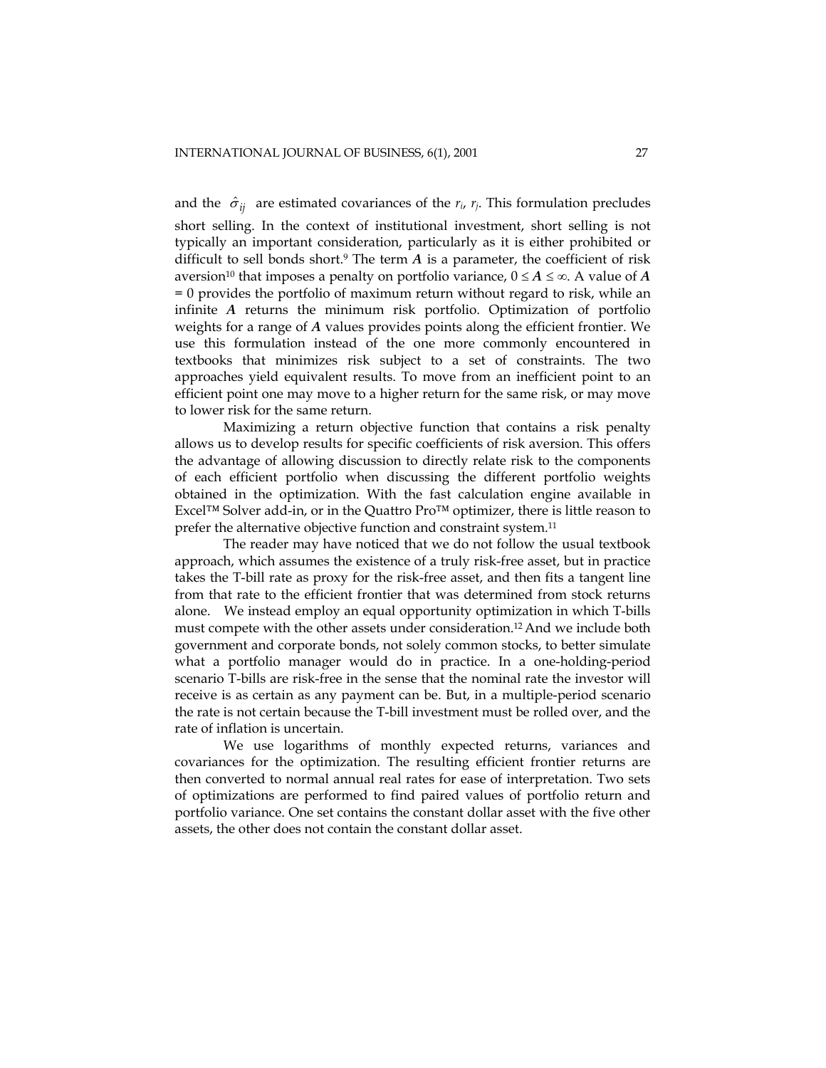and the $\hat{\sigma}_{ij}$ are estimated covariances of the $r_i$, $r_j$. This formulation precludes short selling. In the context of institutional investment, short selling is not typically an important consideration, particularly as it is either prohibited or difficult to sell bonds short.[9] The term $\boldsymbol{A}$ is a parameter, the coefficient of risk aversion[10] that imposes a penalty on portfolio variance, $0 \leq \boldsymbol{A} \leq \infty$. A value of $\boldsymbol{A} = 0$ provides the portfolio of maximum return without regard to risk, while an infinite $\boldsymbol{A}$ returns the minimum risk portfolio. Optimization of portfolio weights for a range of $\boldsymbol{A}$ values provides points along the efficient frontier. We use this formulation instead of the one more commonly encountered in textbooks that minimizes risk subject to a set of constraints. The two approaches yield equivalent results. To move from an inefficient point to an efficient point one may move to a higher return for the same risk, or may move to lower risk for the same return.

Maximizing a return objective function that contains a risk penalty allows us to develop results for specific coefficients of risk aversion. This offers the advantage of allowing discussion to directly relate risk to the components of each efficient portfolio when discussing the different portfolio weights obtained in the optimization. With the fast calculation engine available in Excel™ Solver add-in, or in the Quattro Pro™ optimizer, there is little reason to prefer the alternative objective function and constraint system.[11]

The reader may have noticed that we do not follow the usual textbook approach, which assumes the existence of a truly risk-free asset, but in practice takes the T-bill rate as proxy for the risk-free asset, and then fits a tangent line from that rate to the efficient frontier that was determined from stock returns alone. We instead employ an equal opportunity optimization in which T-bills must compete with the other assets under consideration.[12] And we include both government and corporate bonds, not solely common stocks, to better simulate what a portfolio manager would do in practice. In a one-holding-period scenario T-bills are risk-free in the sense that the nominal rate the investor will receive is as certain as any payment can be. But, in a multiple-period scenario the rate is not certain because the T-bill investment must be rolled over, and the rate of inflation is uncertain.

We use logarithms of monthly expected returns, variances and covariances for the optimization. The resulting efficient frontier returns are then converted to normal annual real rates for ease of interpretation. Two sets of optimizations are performed to find paired values of portfolio return and portfolio variance. One set contains the constant dollar asset with the five other assets, the other does not contain the constant dollar asset.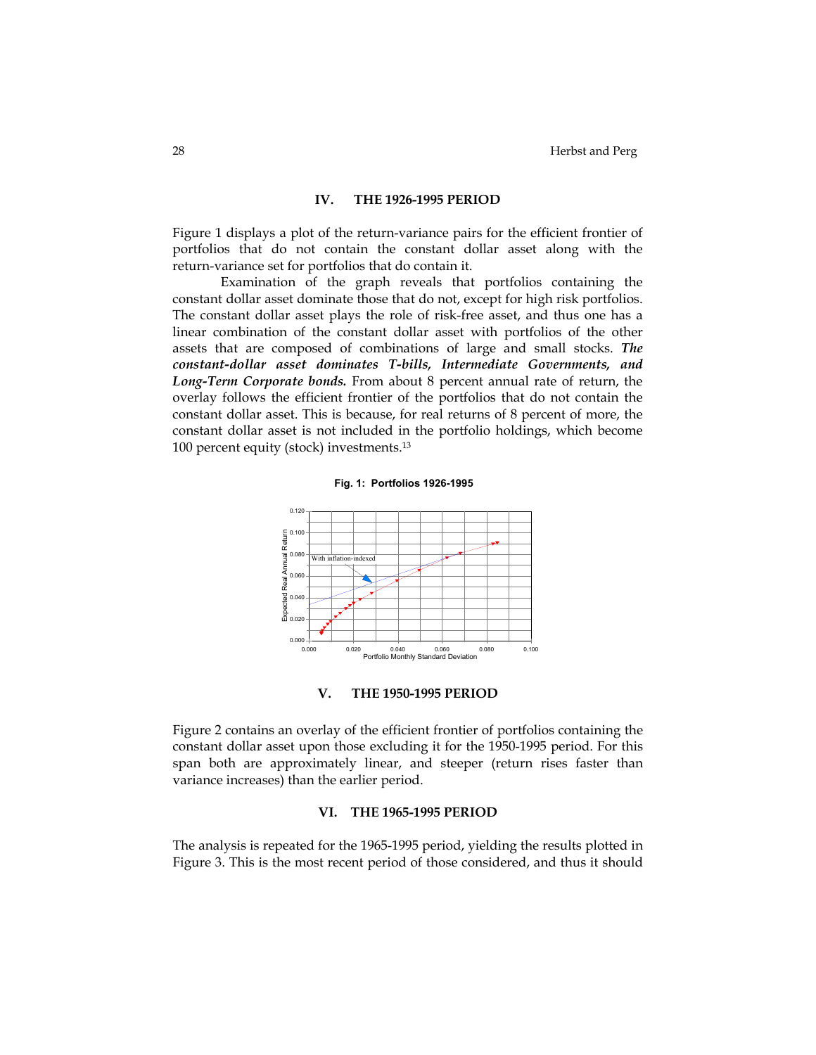## IV. THE 1926-1995 PERIOD

Figure 1 displays a plot of the return-variance pairs for the efficient frontier of portfolios that do not contain the constant dollar asset along with the return-variance set for portfolios that do contain it.

Examination of the graph reveals that portfolios containing the constant dollar asset dominate those that do not, except for high risk portfolios. The constant dollar asset plays the role of risk-free asset, and thus one has a linear combination of the constant dollar asset with portfolios of the other assets that are composed of combinations of large and small stocks. ***The constant-dollar asset dominates T-bills, Intermediate Governments, and Long-Term Corporate bonds.*** From about 8 percent annual rate of return, the overlay follows the efficient frontier of the portfolios that do not contain the constant dollar asset. This is because, for real returns of 8 percent of more, the constant dollar asset is not included in the portfolio holdings, which become 100 percent equity (stock) investments.[13]

**Fig. 1: Portfolios 1926-1995**

## V. THE 1950-1995 PERIOD

Figure 2 contains an overlay of the efficient frontier of portfolios containing the constant dollar asset upon those excluding it for the 1950-1995 period. For this span both are approximately linear, and steeper (return rises faster than variance increases) than the earlier period.

## VI. THE 1965-1995 PERIOD

The analysis is repeated for the 1965-1995 period, yielding the results plotted in Figure 3. This is the most recent period of those considered, and thus it should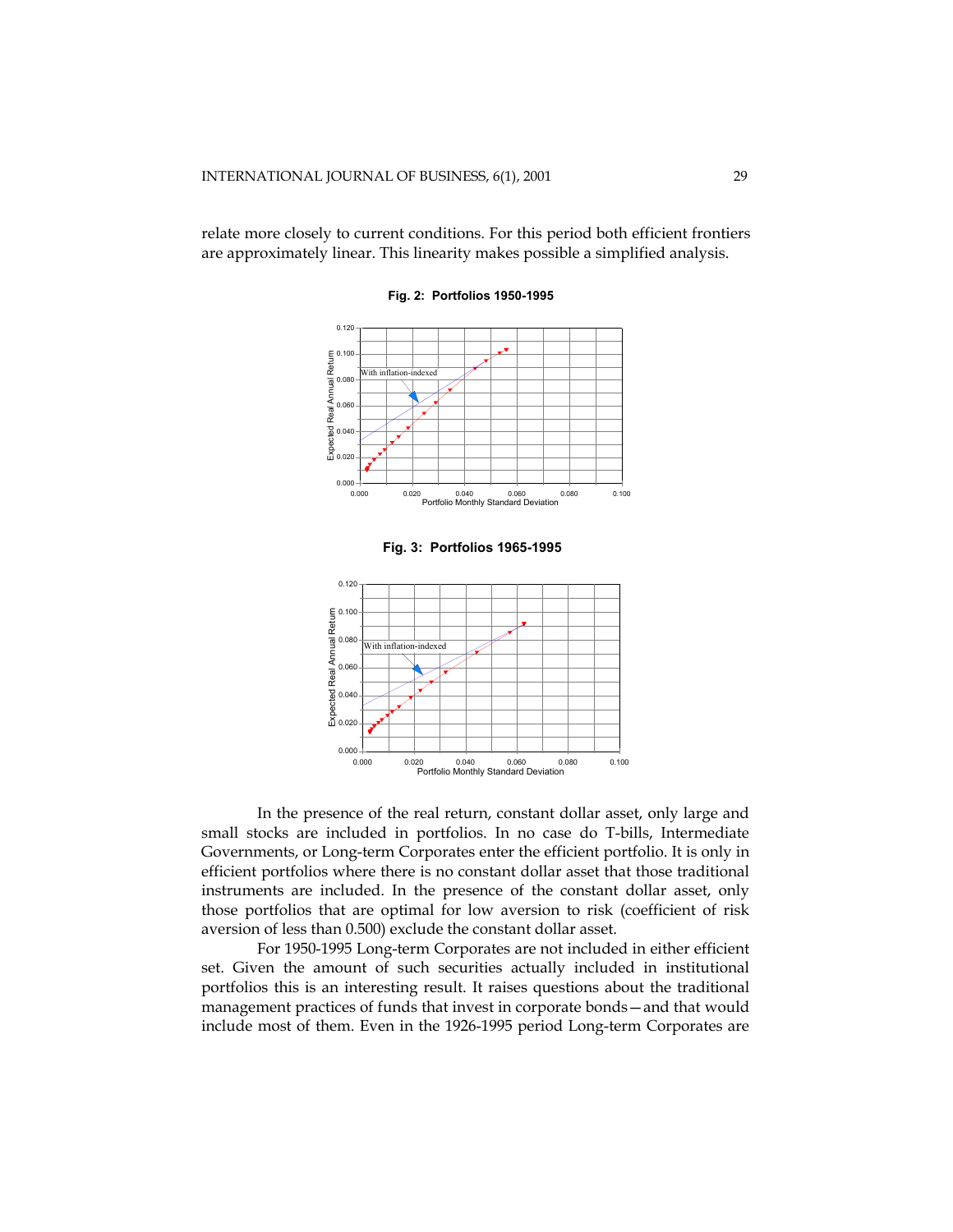relate more closely to current conditions. For this period both efficient frontiers are approximately linear. This linearity makes possible a simplified analysis.

**Fig. 2: Portfolios 1950-1995**

**Fig. 3: Portfolios 1965-1995**

In the presence of the real return, constant dollar asset, only large and small stocks are included in portfolios. In no case do T-bills, Intermediate Governments, or Long-term Corporates enter the efficient portfolio. It is only in efficient portfolios where there is no constant dollar asset that those traditional instruments are included. In the presence of the constant dollar asset, only those portfolios that are optimal for low aversion to risk (coefficient of risk aversion of less than 0.500) exclude the constant dollar asset.

For 1950-1995 Long-term Corporates are not included in either efficient set. Given the amount of such securities actually included in institutional portfolios this is an interesting result. It raises questions about the traditional management practices of funds that invest in corporate bonds—and that would include most of them. Even in the 1926-1995 period Long-term Corporates are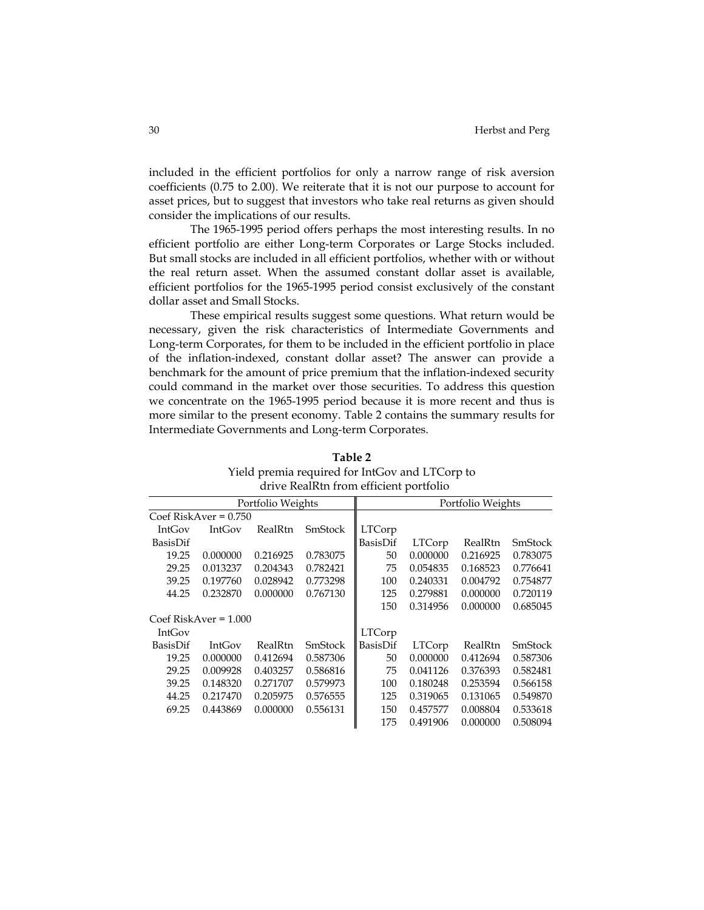included in the efficient portfolios for only a narrow range of risk aversion coefficients (0.75 to 2.00). We reiterate that it is not our purpose to account for asset prices, but to suggest that investors who take real returns as given should consider the implications of our results.

The 1965-1995 period offers perhaps the most interesting results. In no efficient portfolio are either Long-term Corporates or Large Stocks included. But small stocks are included in all efficient portfolios, whether with or without the real return asset. When the assumed constant dollar asset is available, efficient portfolios for the 1965-1995 period consist exclusively of the constant dollar asset and Small Stocks.

These empirical results suggest some questions. What return would be necessary, given the risk characteristics of Intermediate Governments and Long-term Corporates, for them to be included in the efficient portfolio in place of the inflation-indexed, constant dollar asset? The answer can provide a benchmark for the amount of price premium that the inflation-indexed security could command in the market over those securities. To address this question we concentrate on the 1965-1995 period because it is more recent and thus is more similar to the present economy. Table 2 contains the summary results for Intermediate Governments and Long-term Corporates.

**Table 2**

Yield premia required for IntGov and LTCorp to drive RealRtn from efficient portfolio

| | Portfolio Weights | | | | Portfolio Weights | | |
|---|---|---|---|---|---|---|---|
| Coef RiskAver = 0.750 | | | | | | | |
| IntGov BasisDif | IntGov | RealRtn | SmStock | LTCorp BasisDif | LTCorp | RealRtn | SmStock |
| 19.25 | 0.000000 | 0.216925 | 0.783075 | 50 | 0.000000 | 0.216925 | 0.783075 |
| 29.25 | 0.013237 | 0.204343 | 0.782421 | 75 | 0.054835 | 0.168523 | 0.776641 |
| 39.25 | 0.197760 | 0.028942 | 0.773298 | 100 | 0.240331 | 0.004792 | 0.754877 |
| 44.25 | 0.232870 | 0.000000 | 0.767130 | 125 | 0.279881 | 0.000000 | 0.720119 |
| | | | | 150 | 0.314956 | 0.000000 | 0.685045 |
| Coef RiskAver = 1.000 | | | | | | | |
| IntGov BasisDif | IntGov | RealRtn | SmStock | LTCorp BasisDif | LTCorp | RealRtn | SmStock |
| 19.25 | 0.000000 | 0.412694 | 0.587306 | 50 | 0.000000 | 0.412694 | 0.587306 |
| 29.25 | 0.009928 | 0.403257 | 0.586816 | 75 | 0.041126 | 0.376393 | 0.582481 |
| 39.25 | 0.148320 | 0.271707 | 0.579973 | 100 | 0.180248 | 0.253594 | 0.566158 |
| 44.25 | 0.217470 | 0.205975 | 0.576555 | 125 | 0.319065 | 0.131065 | 0.549870 |
| 69.25 | 0.443869 | 0.000000 | 0.556131 | 150 | 0.457577 | 0.008804 | 0.533618 |
| | | | | 175 | 0.491906 | 0.000000 | 0.508094 |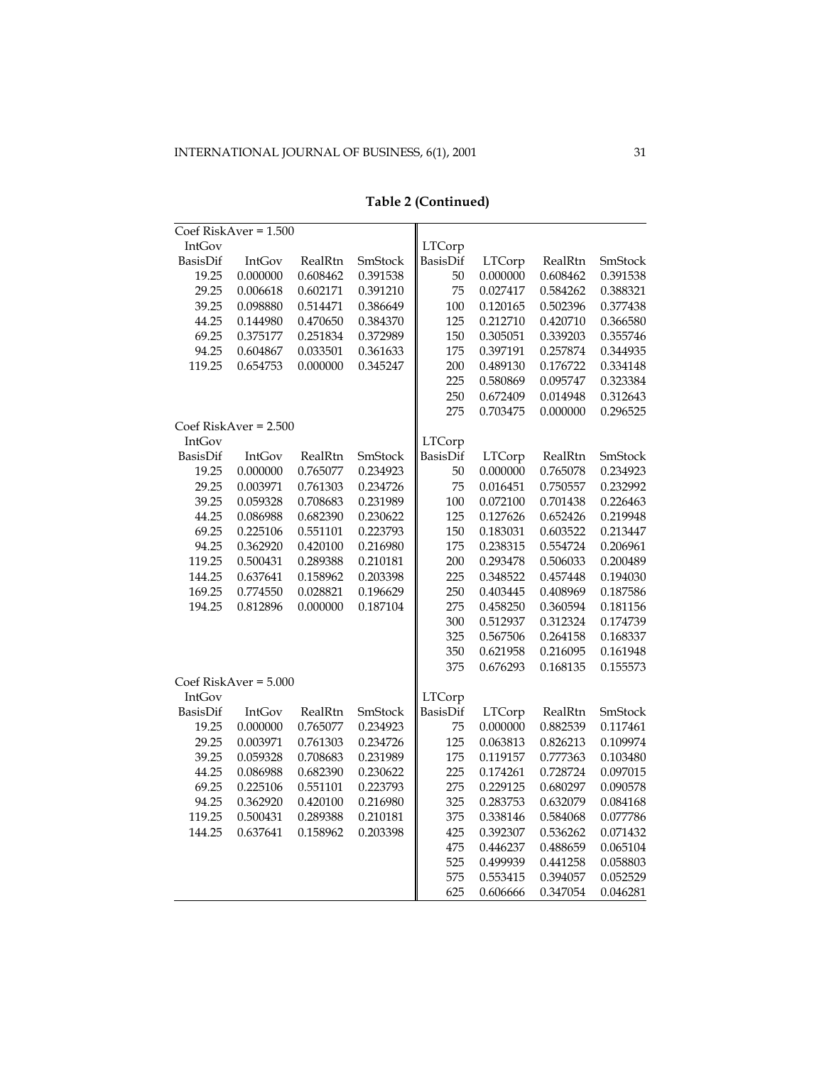**Table 2 (Continued)**

| Coef RiskAver = 1.500 | | | | | | | |
|---|---|---|---|---|---|---|---|
| IntGov BasisDif | IntGov | RealRtn | SmStock | LTCorp BasisDif | LTCorp | RealRtn | SmStock |
| 19.25 | 0.000000 | 0.608462 | 0.391538 | 50 | 0.000000 | 0.608462 | 0.391538 |
| 29.25 | 0.006618 | 0.602171 | 0.391210 | 75 | 0.027417 | 0.584262 | 0.388321 |
| 39.25 | 0.098880 | 0.514471 | 0.386649 | 100 | 0.120165 | 0.502396 | 0.377438 |
| 44.25 | 0.144980 | 0.470650 | 0.384370 | 125 | 0.212710 | 0.420710 | 0.366580 |
| 69.25 | 0.375177 | 0.251834 | 0.372989 | 150 | 0.305051 | 0.339203 | 0.355746 |
| 94.25 | 0.604867 | 0.033501 | 0.361633 | 175 | 0.397191 | 0.257874 | 0.344935 |
| 119.25 | 0.654753 | 0.000000 | 0.345247 | 200 | 0.489130 | 0.176722 | 0.334148 |
| | | | | 225 | 0.580869 | 0.095747 | 0.323384 |
| | | | | 250 | 0.672409 | 0.014948 | 0.312643 |
| | | | | 275 | 0.703475 | 0.000000 | 0.296525 |
| **Coef RiskAver = 2.500** | | | | | | | |
| IntGov BasisDif | IntGov | RealRtn | SmStock | LTCorp BasisDif | LTCorp | RealRtn | SmStock |
| 19.25 | 0.000000 | 0.765077 | 0.234923 | 50 | 0.000000 | 0.765078 | 0.234923 |
| 29.25 | 0.003971 | 0.761303 | 0.234726 | 75 | 0.016451 | 0.750557 | 0.232992 |
| 39.25 | 0.059328 | 0.708683 | 0.231989 | 100 | 0.072100 | 0.701438 | 0.226463 |
| 44.25 | 0.086988 | 0.682390 | 0.230622 | 125 | 0.127626 | 0.652426 | 0.219948 |
| 69.25 | 0.225106 | 0.551101 | 0.223793 | 150 | 0.183031 | 0.603522 | 0.213447 |
| 94.25 | 0.362920 | 0.420100 | 0.216980 | 175 | 0.238315 | 0.554724 | 0.206961 |
| 119.25 | 0.500431 | 0.289388 | 0.210181 | 200 | 0.293478 | 0.506033 | 0.200489 |
| 144.25 | 0.637641 | 0.158962 | 0.203398 | 225 | 0.348522 | 0.457448 | 0.194030 |
| 169.25 | 0.774550 | 0.028821 | 0.196629 | 250 | 0.403445 | 0.408969 | 0.187586 |
| 194.25 | 0.812896 | 0.000000 | 0.187104 | 275 | 0.458250 | 0.360594 | 0.181156 |
| | | | | 300 | 0.512937 | 0.312324 | 0.174739 |
| | | | | 325 | 0.567506 | 0.264158 | 0.168337 |
| | | | | 350 | 0.621958 | 0.216095 | 0.161948 |
| | | | | 375 | 0.676293 | 0.168135 | 0.155573 |
| **Coef RiskAver = 5.000** | | | | | | | |
| IntGov BasisDif | IntGov | RealRtn | SmStock | LTCorp BasisDif | LTCorp | RealRtn | SmStock |
| 19.25 | 0.000000 | 0.765077 | 0.234923 | 75 | 0.000000 | 0.882539 | 0.117461 |
| 29.25 | 0.003971 | 0.761303 | 0.234726 | 125 | 0.063813 | 0.826213 | 0.109974 |
| 39.25 | 0.059328 | 0.708683 | 0.231989 | 175 | 0.119157 | 0.777363 | 0.103480 |
| 44.25 | 0.086988 | 0.682390 | 0.230622 | 225 | 0.174261 | 0.728724 | 0.097015 |
| 69.25 | 0.225106 | 0.551101 | 0.223793 | 275 | 0.229125 | 0.680297 | 0.090578 |
| 94.25 | 0.362920 | 0.420100 | 0.216980 | 325 | 0.283753 | 0.632079 | 0.084168 |
| 119.25 | 0.500431 | 0.289388 | 0.210181 | 375 | 0.338146 | 0.584068 | 0.077786 |
| 144.25 | 0.637641 | 0.158962 | 0.203398 | 425 | 0.392307 | 0.536262 | 0.071432 |
| | | | | 475 | 0.446237 | 0.488659 | 0.065104 |
| | | | | 525 | 0.499939 | 0.441258 | 0.058803 |
| | | | | 575 | 0.553415 | 0.394057 | 0.052529 |
| | | | | 625 | 0.606666 | 0.347054 | 0.046281 |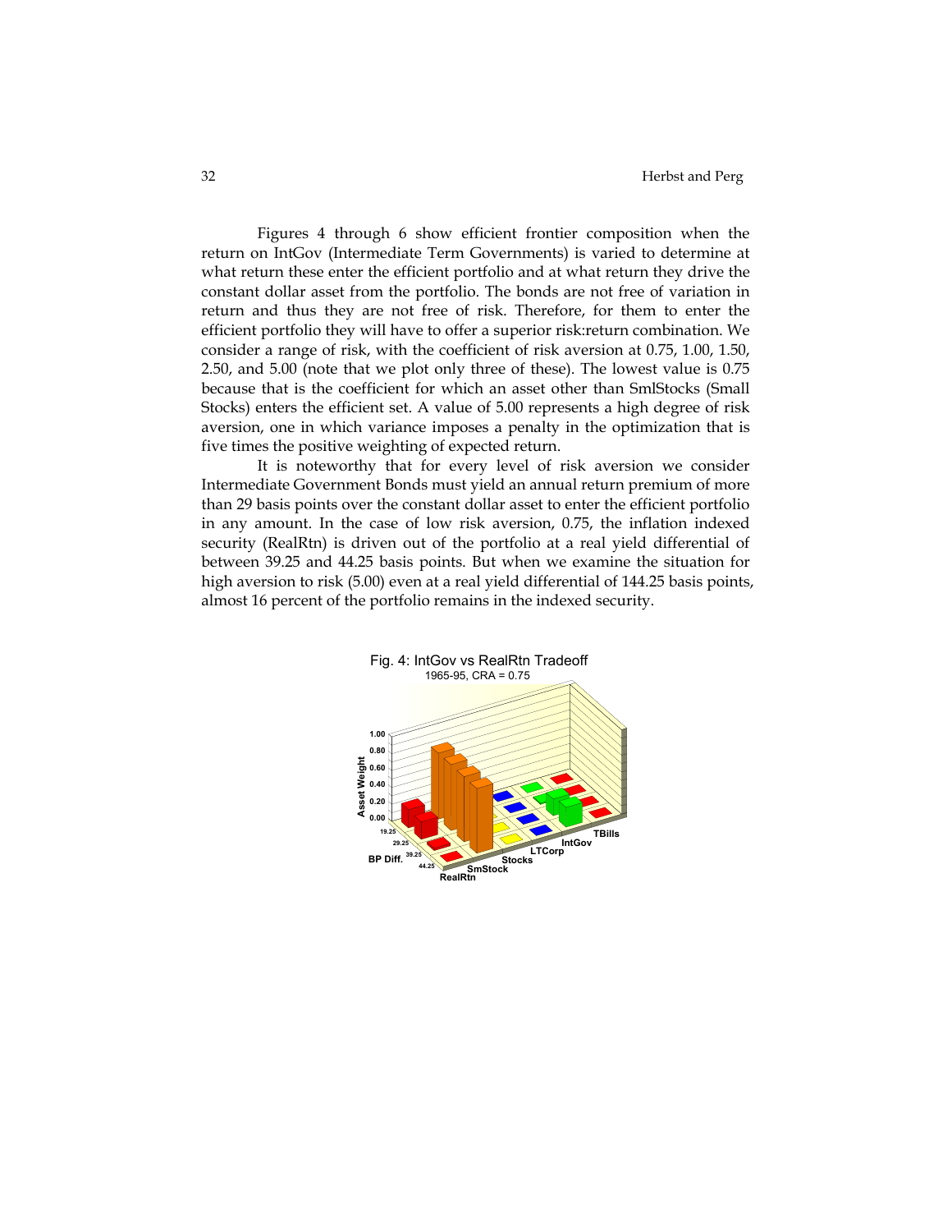Figures 4 through 6 show efficient frontier composition when the return on IntGov (Intermediate Term Governments) is varied to determine at what return these enter the efficient portfolio and at what return they drive the constant dollar asset from the portfolio. The bonds are not free of variation in return and thus they are not free of risk. Therefore, for them to enter the efficient portfolio they will have to offer a superior risk:return combination. We consider a range of risk, with the coefficient of risk aversion at 0.75, 1.00, 1.50, 2.50, and 5.00 (note that we plot only three of these). The lowest value is 0.75 because that is the coefficient for which an asset other than SmlStocks (Small Stocks) enters the efficient set. A value of 5.00 represents a high degree of risk aversion, one in which variance imposes a penalty in the optimization that is five times the positive weighting of expected return.

It is noteworthy that for every level of risk aversion we consider Intermediate Government Bonds must yield an annual return premium of more than 29 basis points over the constant dollar asset to enter the efficient portfolio in any amount. In the case of low risk aversion, 0.75, the inflation indexed security (RealRtn) is driven out of the portfolio at a real yield differential of between 39.25 and 44.25 basis points. But when we examine the situation for high aversion to risk (5.00) even at a real yield differential of 144.25 basis points, almost 16 percent of the portfolio remains in the indexed security.

Fig. 4: IntGov vs RealRtn Tradeoff
1965-95, CRA = 0.75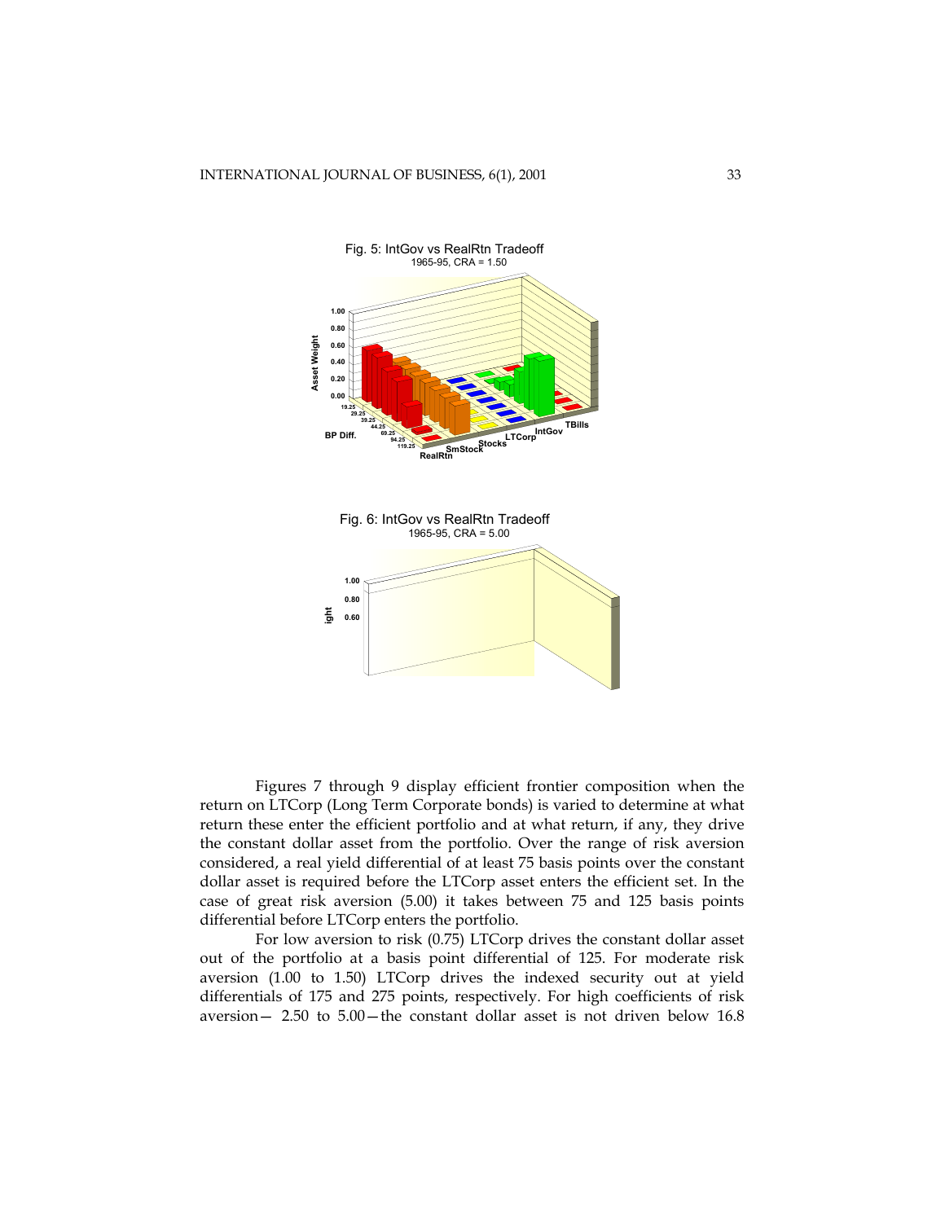Fig. 5: IntGov vs RealRtn Tradeoff
1965-95, CRA = 1.50

Fig. 6: IntGov vs RealRtn Tradeoff
1965-95, CRA = 5.00

Figures 7 through 9 display efficient frontier composition when the return on LTCorp (Long Term Corporate bonds) is varied to determine at what return these enter the efficient portfolio and at what return, if any, they drive the constant dollar asset from the portfolio. Over the range of risk aversion considered, a real yield differential of at least 75 basis points over the constant dollar asset is required before the LTCorp asset enters the efficient set. In the case of great risk aversion (5.00) it takes between 75 and 125 basis points differential before LTCorp enters the portfolio.

For low aversion to risk (0.75) LTCorp drives the constant dollar asset out of the portfolio at a basis point differential of 125. For moderate risk aversion (1.00 to 1.50) LTCorp drives the indexed security out at yield differentials of 175 and 275 points, respectively. For high coefficients of risk aversion— 2.50 to 5.00—the constant dollar asset is not driven below 16.8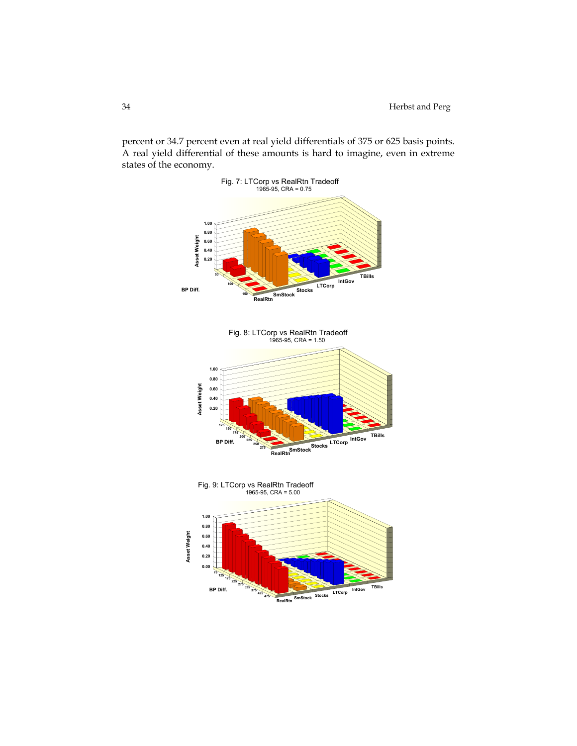percent or 34.7 percent even at real yield differentials of 375 or 625 basis points. A real yield differential of these amounts is hard to imagine, even in extreme states of the economy.

Fig. 7: LTCorp vs RealRtn Tradeoff
1965-95, CRA = 0.75

Fig. 8: LTCorp vs RealRtn Tradeoff
1965-95, CRA = 1.50

Fig. 9: LTCorp vs RealRtn Tradeoff
1965-95, CRA = 5.00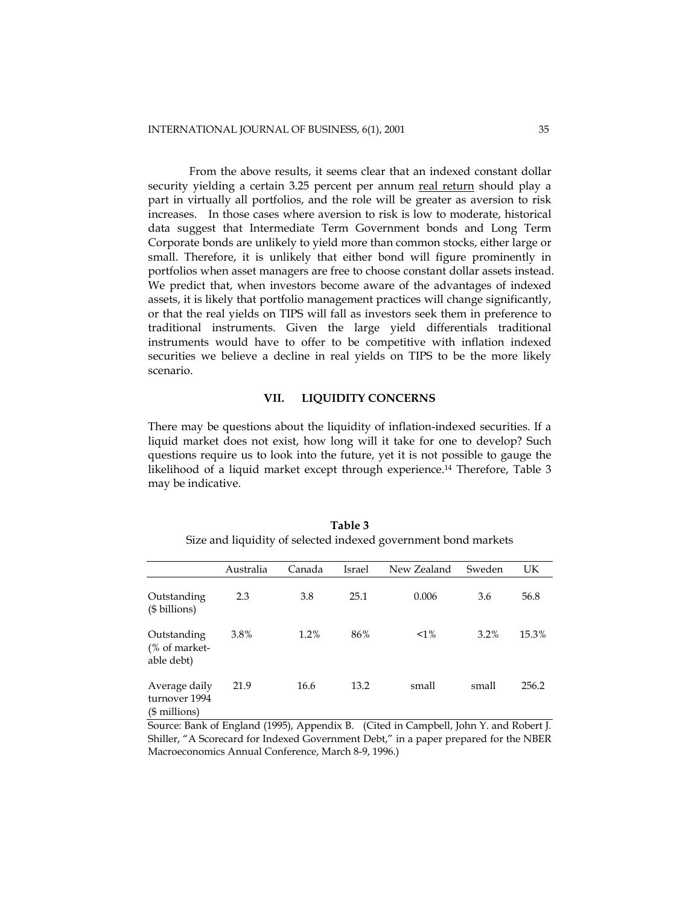From the above results, it seems clear that an indexed constant dollar security yielding a certain 3.25 percent per annum real return should play a part in virtually all portfolios, and the role will be greater as aversion to risk increases. In those cases where aversion to risk is low to moderate, historical data suggest that Intermediate Term Government bonds and Long Term Corporate bonds are unlikely to yield more than common stocks, either large or small. Therefore, it is unlikely that either bond will figure prominently in portfolios when asset managers are free to choose constant dollar assets instead. We predict that, when investors become aware of the advantages of indexed assets, it is likely that portfolio management practices will change significantly, or that the real yields on TIPS will fall as investors seek them in preference to traditional instruments. Given the large yield differentials traditional instruments would have to offer to be competitive with inflation indexed securities we believe a decline in real yields on TIPS to be the more likely scenario.

## VII. LIQUIDITY CONCERNS

There may be questions about the liquidity of inflation-indexed securities. If a liquid market does not exist, how long will it take for one to develop? Such questions require us to look into the future, yet it is not possible to gauge the likelihood of a liquid market except through experience.[14] Therefore, Table 3 may be indicative.

**Table 3**
Size and liquidity of selected indexed government bond markets

| | Australia | Canada | Israel | New Zealand | Sweden | UK |
|---|---|---|---|---|---|---|
| Outstanding ($ billions) | 2.3 | 3.8 | 25.1 | 0.006 | 3.6 | 56.8 |
| Outstanding (% of marketable debt) | 3.8% | 1.2% | 86% | <1% | 3.2% | 15.3% |
| Average daily turnover 1994 ($ millions) | 21.9 | 16.6 | 13.2 | small | small | 256.2 |

Source: Bank of England (1995), Appendix B. (Cited in Campbell, John Y. and Robert J. Shiller, "A Scorecard for Indexed Government Debt," in a paper prepared for the NBER Macroeconomics Annual Conference, March 8-9, 1996.)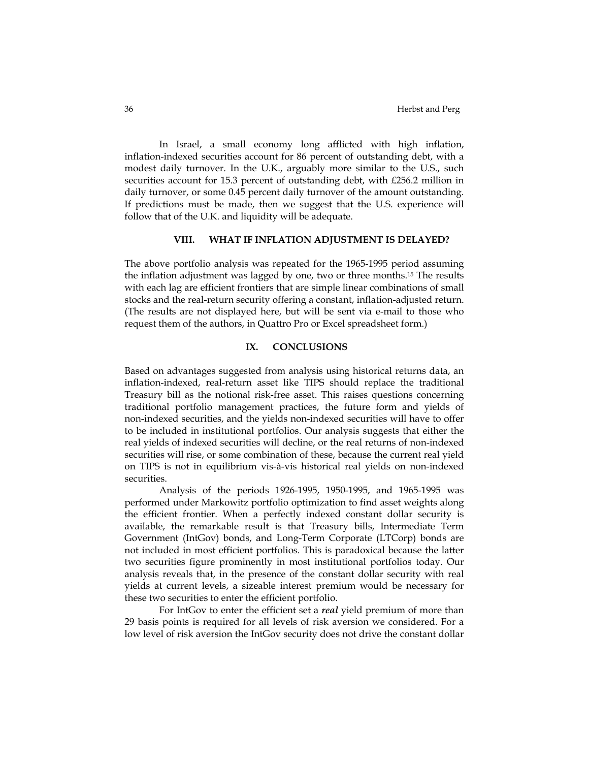In Israel, a small economy long afflicted with high inflation, inflation-indexed securities account for 86 percent of outstanding debt, with a modest daily turnover. In the U.K., arguably more similar to the U.S., such securities account for 15.3 percent of outstanding debt, with £256.2 million in daily turnover, or some 0.45 percent daily turnover of the amount outstanding. If predictions must be made, then we suggest that the U.S. experience will follow that of the U.K. and liquidity will be adequate.

## VIII. WHAT IF INFLATION ADJUSTMENT IS DELAYED?

The above portfolio analysis was repeated for the 1965-1995 period assuming the inflation adjustment was lagged by one, two or three months.[15] The results with each lag are efficient frontiers that are simple linear combinations of small stocks and the real-return security offering a constant, inflation-adjusted return. (The results are not displayed here, but will be sent via e-mail to those who request them of the authors, in Quattro Pro or Excel spreadsheet form.)

## IX. CONCLUSIONS

Based on advantages suggested from analysis using historical returns data, an inflation-indexed, real-return asset like TIPS should replace the traditional Treasury bill as the notional risk-free asset. This raises questions concerning traditional portfolio management practices, the future form and yields of non-indexed securities, and the yields non-indexed securities will have to offer to be included in institutional portfolios. Our analysis suggests that either the real yields of indexed securities will decline, or the real returns of non-indexed securities will rise, or some combination of these, because the current real yield on TIPS is not in equilibrium vis-à-vis historical real yields on non-indexed securities.

Analysis of the periods 1926-1995, 1950-1995, and 1965-1995 was performed under Markowitz portfolio optimization to find asset weights along the efficient frontier. When a perfectly indexed constant dollar security is available, the remarkable result is that Treasury bills, Intermediate Term Government (IntGov) bonds, and Long-Term Corporate (LTCorp) bonds are not included in most efficient portfolios. This is paradoxical because the latter two securities figure prominently in most institutional portfolios today. Our analysis reveals that, in the presence of the constant dollar security with real yields at current levels, a sizeable interest premium would be necessary for these two securities to enter the efficient portfolio.

For IntGov to enter the efficient set a ***real*** yield premium of more than 29 basis points is required for all levels of risk aversion we considered. For a low level of risk aversion the IntGov security does not drive the constant dollar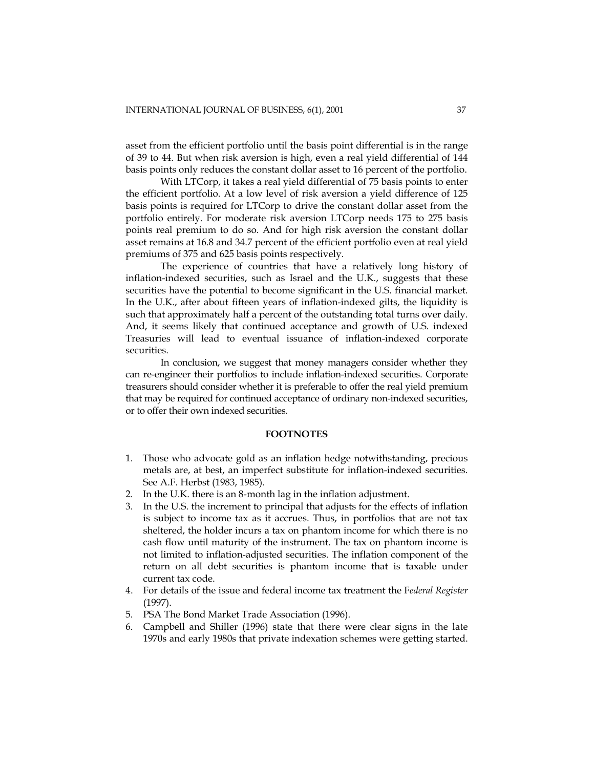asset from the efficient portfolio until the basis point differential is in the range of 39 to 44. But when risk aversion is high, even a real yield differential of 144 basis points only reduces the constant dollar asset to 16 percent of the portfolio.

With LTCorp, it takes a real yield differential of 75 basis points to enter the efficient portfolio. At a low level of risk aversion a yield difference of 125 basis points is required for LTCorp to drive the constant dollar asset from the portfolio entirely. For moderate risk aversion LTCorp needs 175 to 275 basis points real premium to do so. And for high risk aversion the constant dollar asset remains at 16.8 and 34.7 percent of the efficient portfolio even at real yield premiums of 375 and 625 basis points respectively.

The experience of countries that have a relatively long history of inflation-indexed securities, such as Israel and the U.K., suggests that these securities have the potential to become significant in the U.S. financial market. In the U.K., after about fifteen years of inflation-indexed gilts, the liquidity is such that approximately half a percent of the outstanding total turns over daily. And, it seems likely that continued acceptance and growth of U.S. indexed Treasuries will lead to eventual issuance of inflation-indexed corporate securities.

In conclusion, we suggest that money managers consider whether they can re-engineer their portfolios to include inflation-indexed securities. Corporate treasurers should consider whether it is preferable to offer the real yield premium that may be required for continued acceptance of ordinary non-indexed securities, or to offer their own indexed securities.

## FOOTNOTES

1. Those who advocate gold as an inflation hedge notwithstanding, precious metals are, at best, an imperfect substitute for inflation-indexed securities. See A.F. Herbst (1983, 1985).
2. In the U.K. there is an 8-month lag in the inflation adjustment.
3. In the U.S. the increment to principal that adjusts for the effects of inflation is subject to income tax as it accrues. Thus, in portfolios that are not tax sheltered, the holder incurs a tax on phantom income for which there is no cash flow until maturity of the instrument. The tax on phantom income is not limited to inflation-adjusted securities. The inflation component of the return on all debt securities is phantom income that is taxable under current tax code.
4. For details of the issue and federal income tax treatment the F*ederal Register* (1997).
5. PSA The Bond Market Trade Association (1996).
6. Campbell and Shiller (1996) state that there were clear signs in the late 1970s and early 1980s that private indexation schemes were getting started.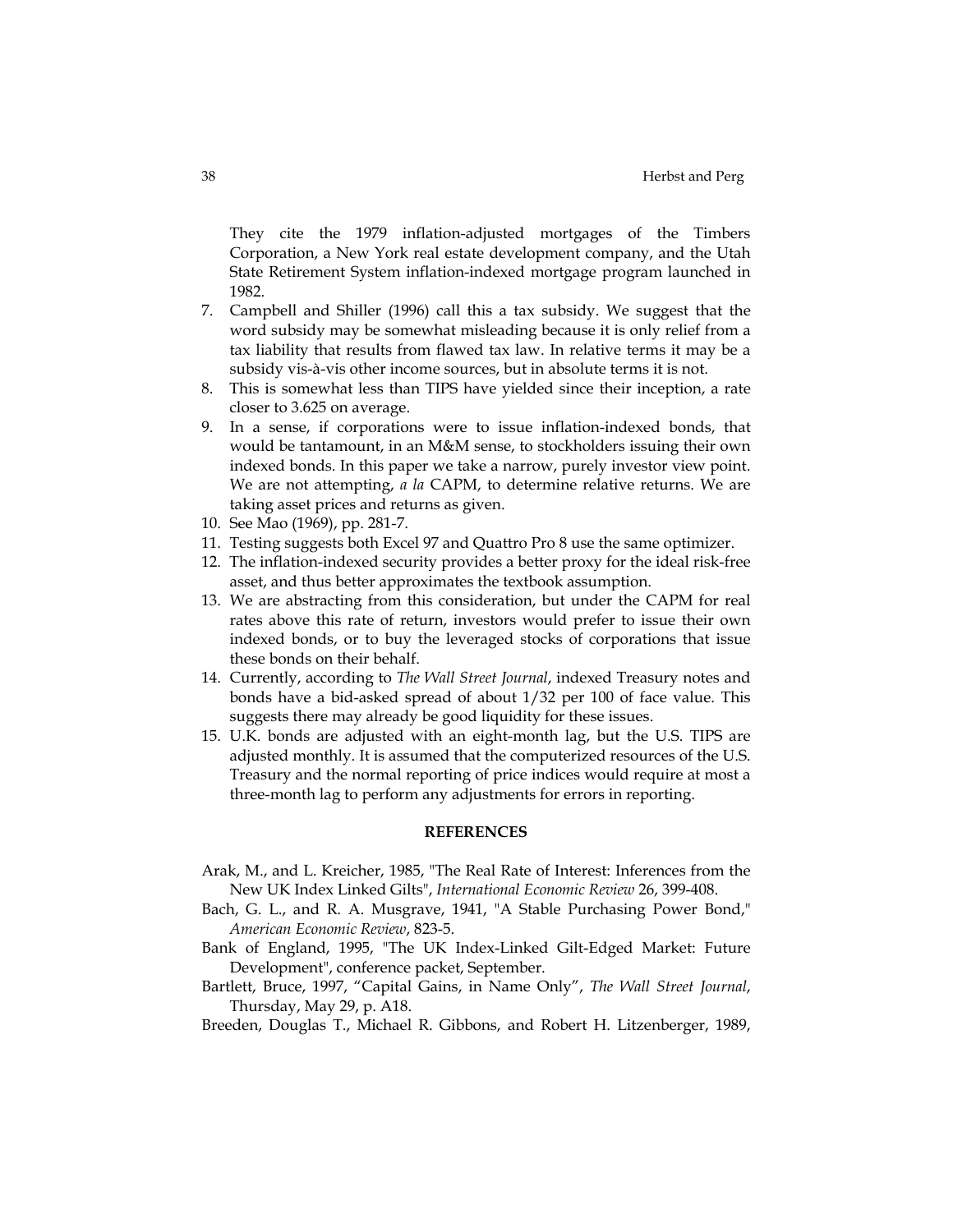They cite the 1979 inflation-adjusted mortgages of the Timbers Corporation, a New York real estate development company, and the Utah State Retirement System inflation-indexed mortgage program launched in 1982.

7. Campbell and Shiller (1996) call this a tax subsidy. We suggest that the word subsidy may be somewhat misleading because it is only relief from a tax liability that results from flawed tax law. In relative terms it may be a subsidy vis-à-vis other income sources, but in absolute terms it is not.
8. This is somewhat less than TIPS have yielded since their inception, a rate closer to 3.625 on average.
9. In a sense, if corporations were to issue inflation-indexed bonds, that would be tantamount, in an M&M sense, to stockholders issuing their own indexed bonds. In this paper we take a narrow, purely investor view point. We are not attempting, *a la* CAPM, to determine relative returns. We are taking asset prices and returns as given.
10. See Mao (1969), pp. 281-7.
11. Testing suggests both Excel 97 and Quattro Pro 8 use the same optimizer.
12. The inflation-indexed security provides a better proxy for the ideal risk-free asset, and thus better approximates the textbook assumption.
13. We are abstracting from this consideration, but under the CAPM for real rates above this rate of return, investors would prefer to issue their own indexed bonds, or to buy the leveraged stocks of corporations that issue these bonds on their behalf.
14. Currently, according to *The Wall Street Journal*, indexed Treasury notes and bonds have a bid-asked spread of about 1/32 per 100 of face value. This suggests there may already be good liquidity for these issues.
15. U.K. bonds are adjusted with an eight-month lag, but the U.S. TIPS are adjusted monthly. It is assumed that the computerized resources of the U.S. Treasury and the normal reporting of price indices would require at most a three-month lag to perform any adjustments for errors in reporting.

## REFERENCES

Arak, M., and L. Kreicher, 1985, "The Real Rate of Interest: Inferences from the New UK Index Linked Gilts", *International Economic Review* 26, 399-408.

Bach, G. L., and R. A. Musgrave, 1941, "A Stable Purchasing Power Bond," *American Economic Review*, 823-5.

Bank of England, 1995, "The UK Index-Linked Gilt-Edged Market: Future Development", conference packet, September.

Bartlett, Bruce, 1997, "Capital Gains, in Name Only", *The Wall Street Journal*, Thursday, May 29, p. A18.

Breeden, Douglas T., Michael R. Gibbons, and Robert H. Litzenberger, 1989,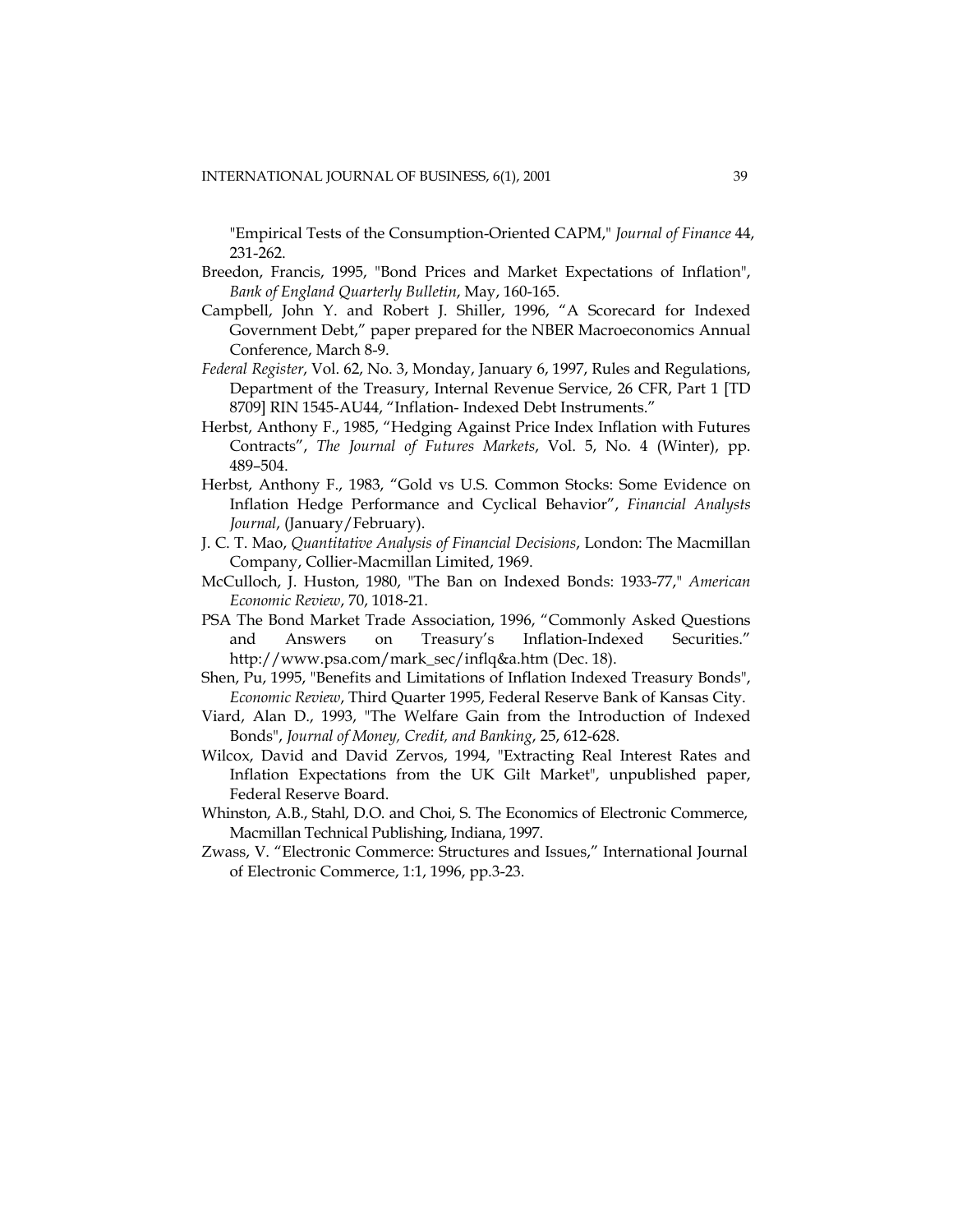"Empirical Tests of the Consumption-Oriented CAPM," *Journal of Finance* 44, 231-262.

Breedon, Francis, 1995, "Bond Prices and Market Expectations of Inflation", *Bank of England Quarterly Bulletin*, May, 160-165.

Campbell, John Y. and Robert J. Shiller, 1996, "A Scorecard for Indexed Government Debt," paper prepared for the NBER Macroeconomics Annual Conference, March 8-9.

*Federal Register*, Vol. 62, No. 3, Monday, January 6, 1997, Rules and Regulations, Department of the Treasury, Internal Revenue Service, 26 CFR, Part 1 [TD 8709] RIN 1545-AU44, "Inflation- Indexed Debt Instruments."

Herbst, Anthony F., 1985, "Hedging Against Price Index Inflation with Futures Contracts", *The Journal of Futures Markets*, Vol. 5, No. 4 (Winter), pp. 489–504.

Herbst, Anthony F., 1983, "Gold vs U.S. Common Stocks: Some Evidence on Inflation Hedge Performance and Cyclical Behavior", *Financial Analysts Journal*, (January/February).

J. C. T. Mao, *Quantitative Analysis of Financial Decisions*, London: The Macmillan Company, Collier-Macmillan Limited, 1969.

McCulloch, J. Huston, 1980, "The Ban on Indexed Bonds: 1933-77," *American Economic Review*, 70, 1018-21.

PSA The Bond Market Trade Association, 1996, "Commonly Asked Questions and Answers on Treasury's Inflation-Indexed Securities." http://www.psa.com/mark_sec/inflq&a.htm (Dec. 18).

Shen, Pu, 1995, "Benefits and Limitations of Inflation Indexed Treasury Bonds", *Economic Review*, Third Quarter 1995, Federal Reserve Bank of Kansas City.

Viard, Alan D., 1993, "The Welfare Gain from the Introduction of Indexed Bonds", *Journal of Money, Credit, and Banking*, 25, 612-628.

Wilcox, David and David Zervos, 1994, "Extracting Real Interest Rates and Inflation Expectations from the UK Gilt Market", unpublished paper, Federal Reserve Board.

Whinston, A.B., Stahl, D.O. and Choi, S. The Economics of Electronic Commerce, Macmillan Technical Publishing, Indiana, 1997.

Zwass, V. "Electronic Commerce: Structures and Issues," International Journal of Electronic Commerce, 1:1, 1996, pp.3-23.